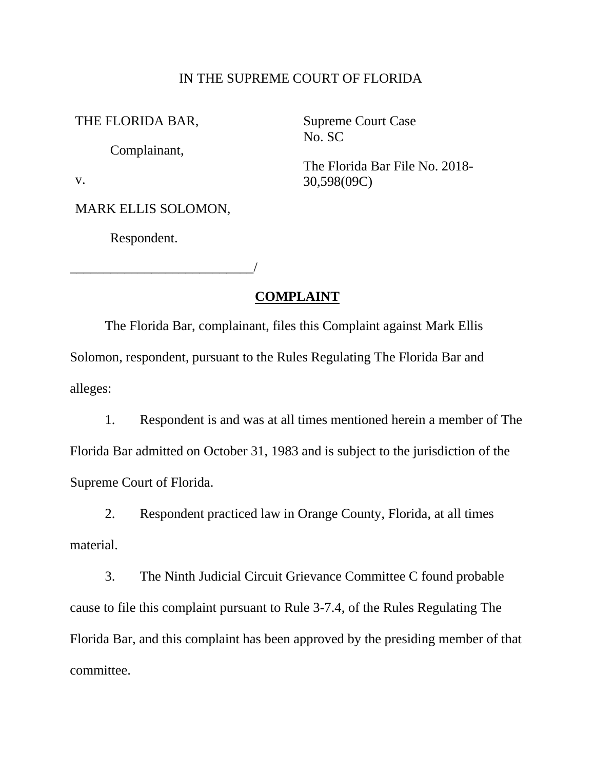IN THE SUPREME COURT OF FLORIDA

| | |
|---|---|
| THE FLORIDA BAR,<br><br>Complainant,<br><br>v.<br><br>MARK ELLIS SOLOMON,<br><br>Respondent. | Supreme Court Case No. SC<br><br>The Florida Bar File No. 2018-30,598(09C) |

___________________________/

## **COMPLAINT**

The Florida Bar, complainant, files this Complaint against Mark Ellis Solomon, respondent, pursuant to the Rules Regulating The Florida Bar and alleges:

1. Respondent is and was at all times mentioned herein a member of The Florida Bar admitted on October 31, 1983 and is subject to the jurisdiction of the Supreme Court of Florida.

2. Respondent practiced law in Orange County, Florida, at all times material.

3. The Ninth Judicial Circuit Grievance Committee C found probable cause to file this complaint pursuant to Rule 3-7.4, of the Rules Regulating The Florida Bar, and this complaint has been approved by the presiding member of that committee.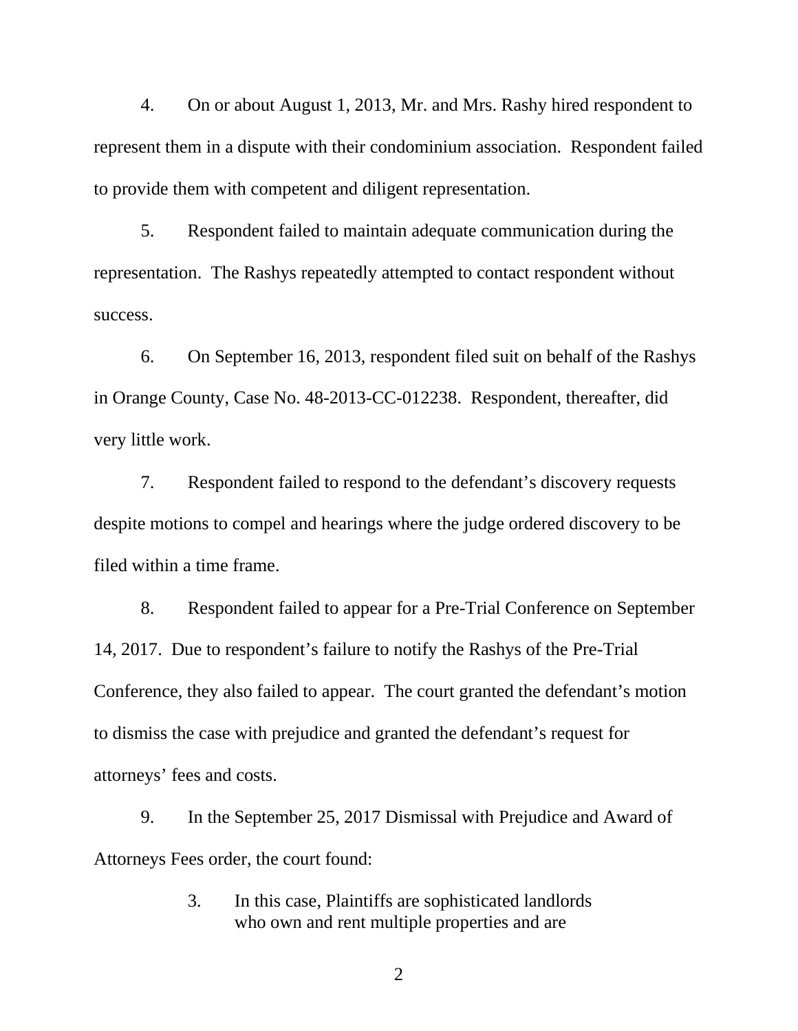4. On or about August 1, 2013, Mr. and Mrs. Rashy hired respondent to represent them in a dispute with their condominium association. Respondent failed to provide them with competent and diligent representation.

5. Respondent failed to maintain adequate communication during the representation. The Rashys repeatedly attempted to contact respondent without success.

6. On September 16, 2013, respondent filed suit on behalf of the Rashys in Orange County, Case No. 48-2013-CC-012238. Respondent, thereafter, did very little work.

7. Respondent failed to respond to the defendant's discovery requests despite motions to compel and hearings where the judge ordered discovery to be filed within a time frame.

8. Respondent failed to appear for a Pre-Trial Conference on September 14, 2017. Due to respondent's failure to notify the Rashys of the Pre-Trial Conference, they also failed to appear. The court granted the defendant's motion to dismiss the case with prejudice and granted the defendant's request for attorneys' fees and costs.

9. In the September 25, 2017 Dismissal with Prejudice and Award of Attorneys Fees order, the court found:

> 3. In this case, Plaintiffs are sophisticated landlords who own and rent multiple properties and are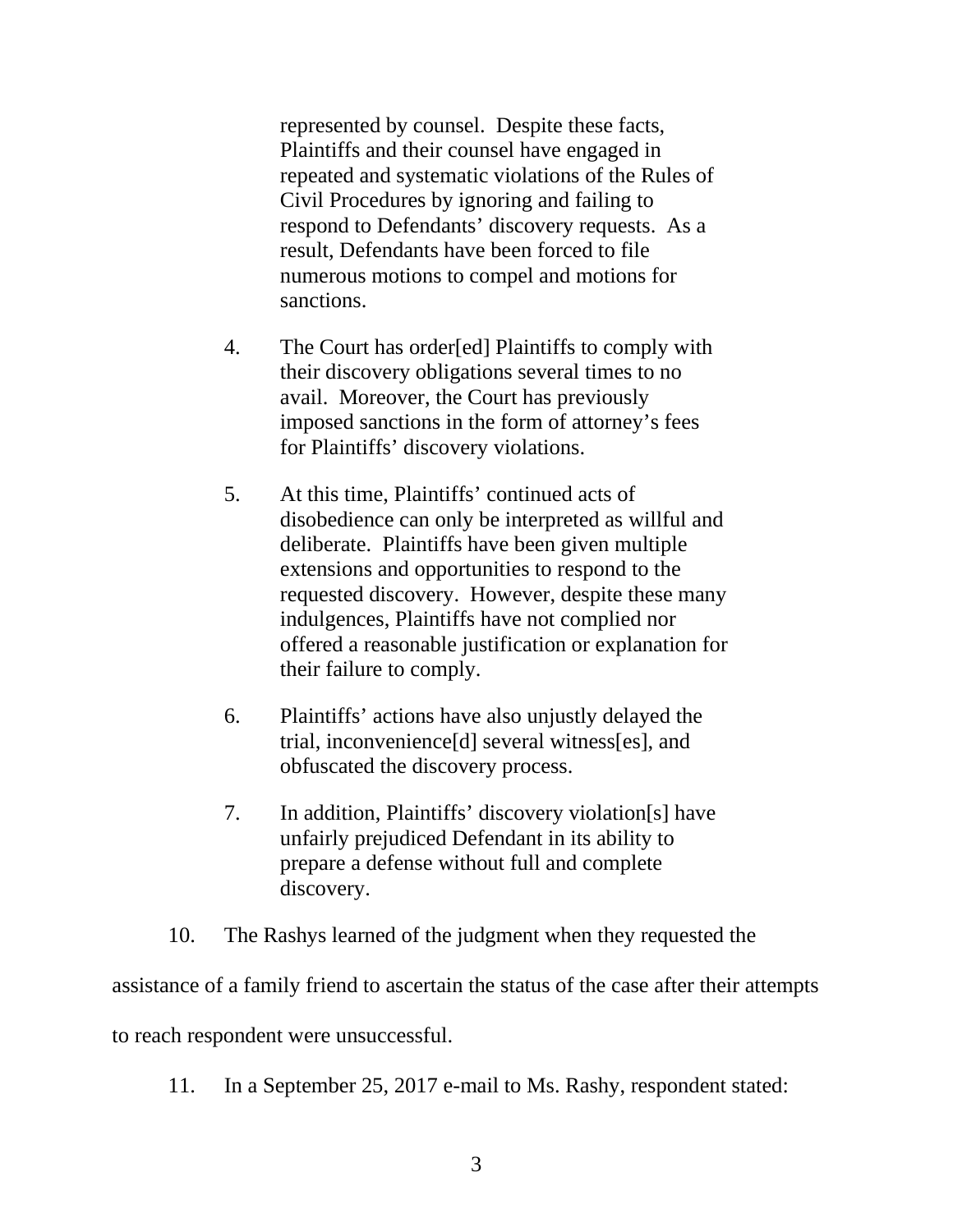> represented by counsel. Despite these facts, Plaintiffs and their counsel have engaged in repeated and systematic violations of the Rules of Civil Procedures by ignoring and failing to respond to Defendants' discovery requests. As a result, Defendants have been forced to file numerous motions to compel and motions for sanctions.
>
> 4. The Court has order[ed] Plaintiffs to comply with their discovery obligations several times to no avail. Moreover, the Court has previously imposed sanctions in the form of attorney's fees for Plaintiffs' discovery violations.
>
> 5. At this time, Plaintiffs' continued acts of disobedience can only be interpreted as willful and deliberate. Plaintiffs have been given multiple extensions and opportunities to respond to the requested discovery. However, despite these many indulgences, Plaintiffs have not complied nor offered a reasonable justification or explanation for their failure to comply.
>
> 6. Plaintiffs' actions have also unjustly delayed the trial, inconvenience[d] several witness[es], and obfuscated the discovery process.
>
> 7. In addition, Plaintiffs' discovery violation[s] have unfairly prejudiced Defendant in its ability to prepare a defense without full and complete discovery.

10. The Rashys learned of the judgment when they requested the assistance of a family friend to ascertain the status of the case after their attempts to reach respondent were unsuccessful.

11. In a September 25, 2017 e-mail to Ms. Rashy, respondent stated: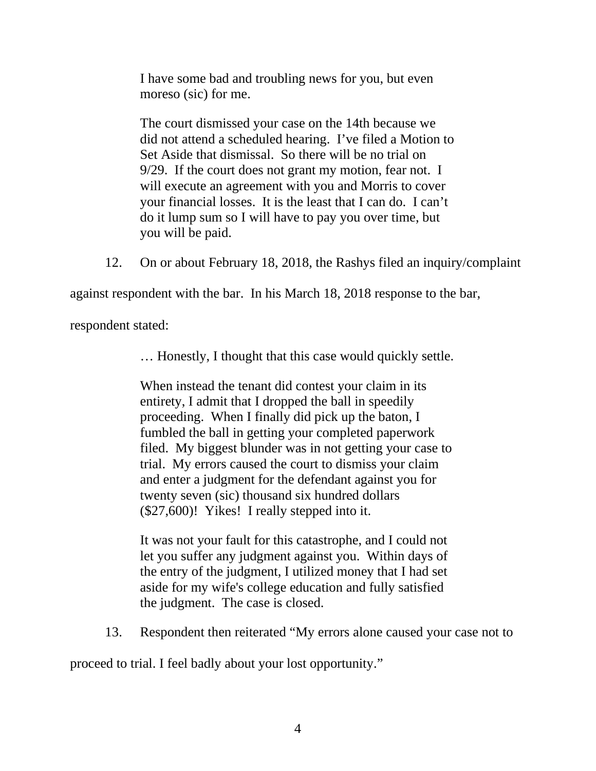> I have some bad and troubling news for you, but even moreso (sic) for me.
>
> The court dismissed your case on the 14th because we did not attend a scheduled hearing. I've filed a Motion to Set Aside that dismissal. So there will be no trial on 9/29. If the court does not grant my motion, fear not. I will execute an agreement with you and Morris to cover your financial losses. It is the least that I can do. I can't do it lump sum so I will have to pay you over time, but you will be paid.

12. On or about February 18, 2018, the Rashys filed an inquiry/complaint against respondent with the bar. In his March 18, 2018 response to the bar, respondent stated:

> … Honestly, I thought that this case would quickly settle.
>
> When instead the tenant did contest your claim in its entirety, I admit that I dropped the ball in speedily proceeding. When I finally did pick up the baton, I fumbled the ball in getting your completed paperwork filed. My biggest blunder was in not getting your case to trial. My errors caused the court to dismiss your claim and enter a judgment for the defendant against you for twenty seven (sic) thousand six hundred dollars ($27,600)! Yikes! I really stepped into it.
>
> It was not your fault for this catastrophe, and I could not let you suffer any judgment against you. Within days of the entry of the judgment, I utilized money that I had set aside for my wife's college education and fully satisfied the judgment. The case is closed.

13. Respondent then reiterated "My errors alone caused your case not to proceed to trial. I feel badly about your lost opportunity."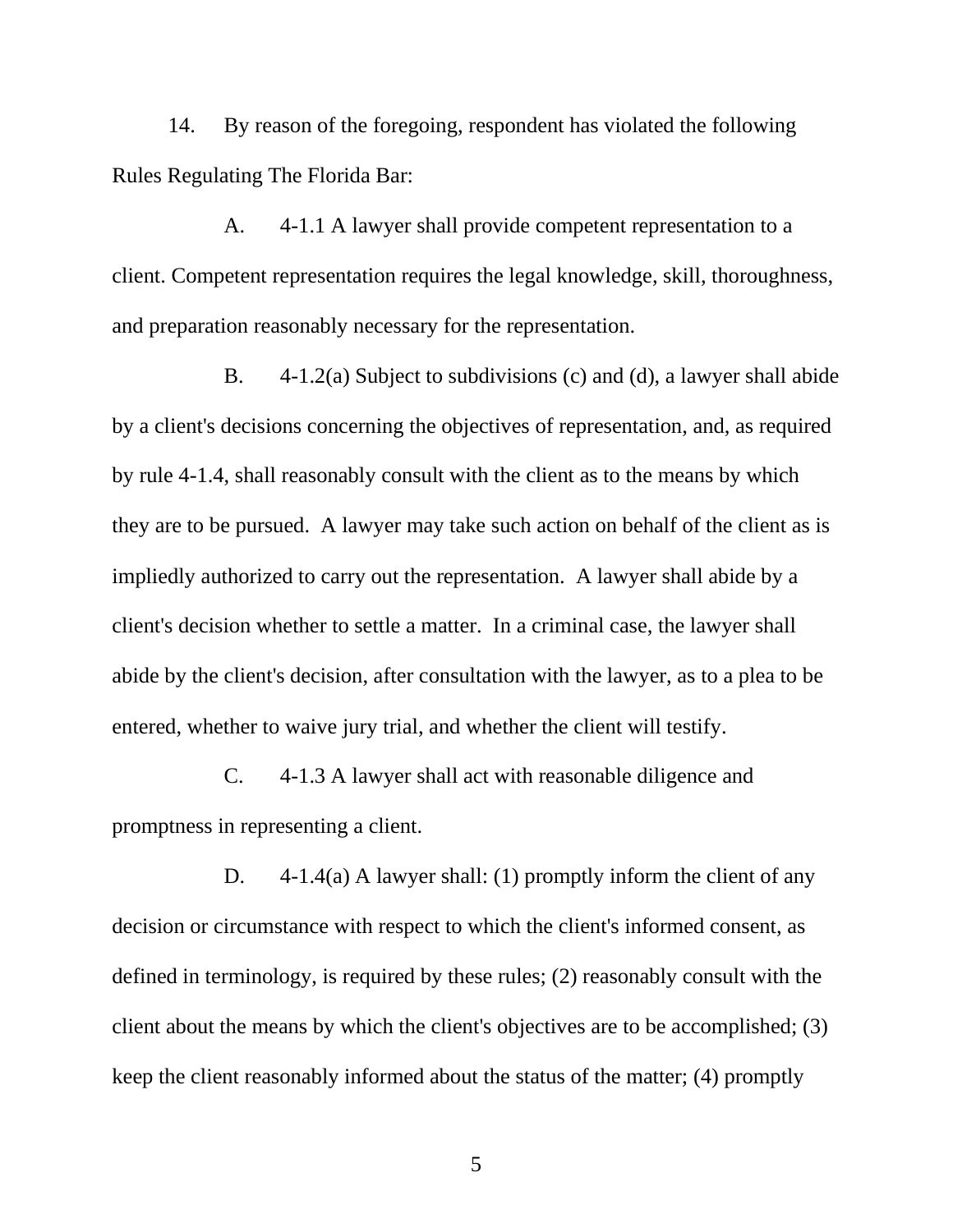14. By reason of the foregoing, respondent has violated the following Rules Regulating The Florida Bar:

A. 4-1.1 A lawyer shall provide competent representation to a client. Competent representation requires the legal knowledge, skill, thoroughness, and preparation reasonably necessary for the representation.

B. 4-1.2(a) Subject to subdivisions (c) and (d), a lawyer shall abide by a client's decisions concerning the objectives of representation, and, as required by rule 4-1.4, shall reasonably consult with the client as to the means by which they are to be pursued. A lawyer may take such action on behalf of the client as is impliedly authorized to carry out the representation. A lawyer shall abide by a client's decision whether to settle a matter. In a criminal case, the lawyer shall abide by the client's decision, after consultation with the lawyer, as to a plea to be entered, whether to waive jury trial, and whether the client will testify.

C. 4-1.3 A lawyer shall act with reasonable diligence and promptness in representing a client.

D. 4-1.4(a) A lawyer shall: (1) promptly inform the client of any decision or circumstance with respect to which the client's informed consent, as defined in terminology, is required by these rules; (2) reasonably consult with the client about the means by which the client's objectives are to be accomplished; (3) keep the client reasonably informed about the status of the matter; (4) promptly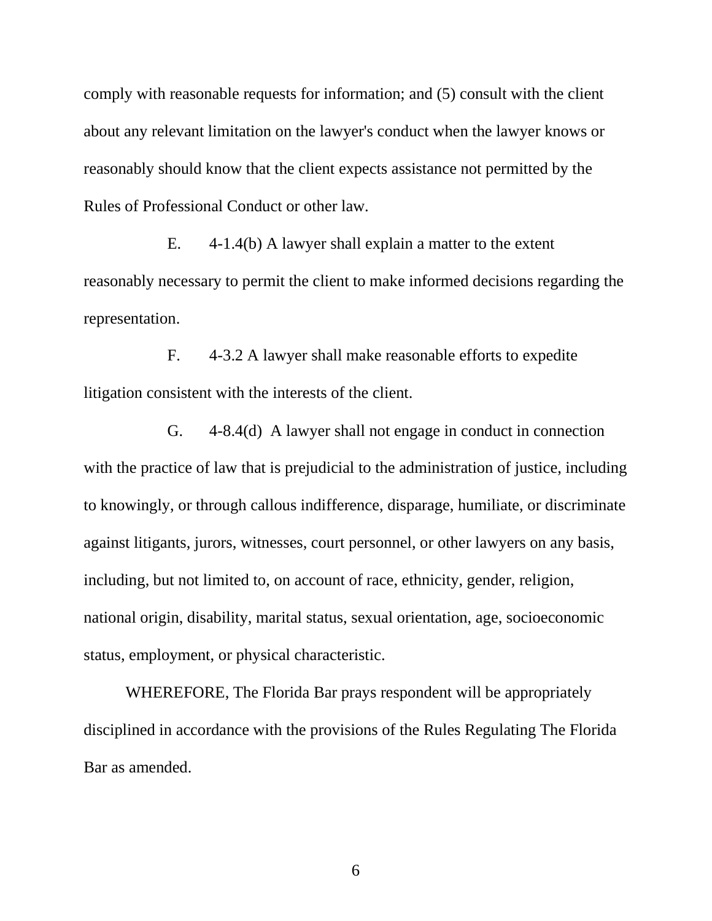comply with reasonable requests for information; and (5) consult with the client about any relevant limitation on the lawyer's conduct when the lawyer knows or reasonably should know that the client expects assistance not permitted by the Rules of Professional Conduct or other law.

E. 4-1.4(b) A lawyer shall explain a matter to the extent reasonably necessary to permit the client to make informed decisions regarding the representation.

F. 4-3.2 A lawyer shall make reasonable efforts to expedite litigation consistent with the interests of the client.

G. 4-8.4(d) A lawyer shall not engage in conduct in connection with the practice of law that is prejudicial to the administration of justice, including to knowingly, or through callous indifference, disparage, humiliate, or discriminate against litigants, jurors, witnesses, court personnel, or other lawyers on any basis, including, but not limited to, on account of race, ethnicity, gender, religion, national origin, disability, marital status, sexual orientation, age, socioeconomic status, employment, or physical characteristic.

WHEREFORE, The Florida Bar prays respondent will be appropriately disciplined in accordance with the provisions of the Rules Regulating The Florida Bar as amended.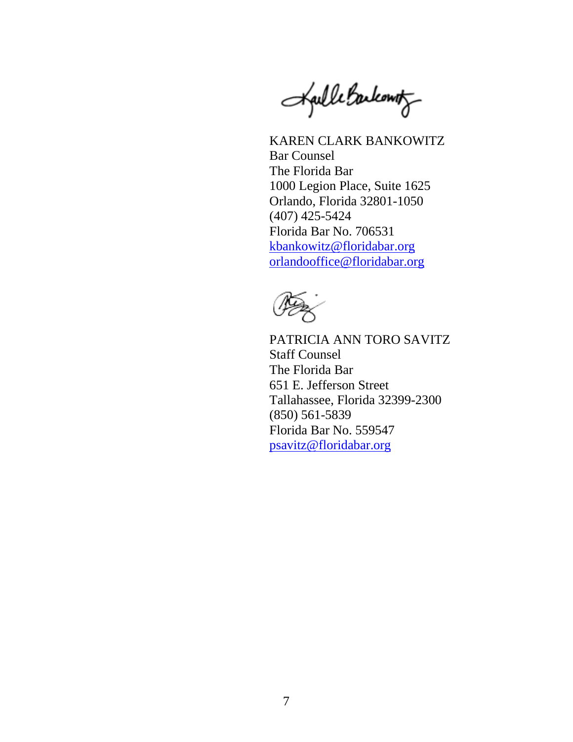KAREN CLARK BANKOWITZ
Bar Counsel
The Florida Bar
1000 Legion Place, Suite 1625
Orlando, Florida 32801-1050
(407) 425-5424
Florida Bar No. 706531
kbankowitz@floridabar.org
orlandooffice@floridabar.org

PATRICIA ANN TORO SAVITZ
Staff Counsel
The Florida Bar
651 E. Jefferson Street
Tallahassee, Florida 32399-2300
(850) 561-5839
Florida Bar No. 559547
psavitz@floridabar.org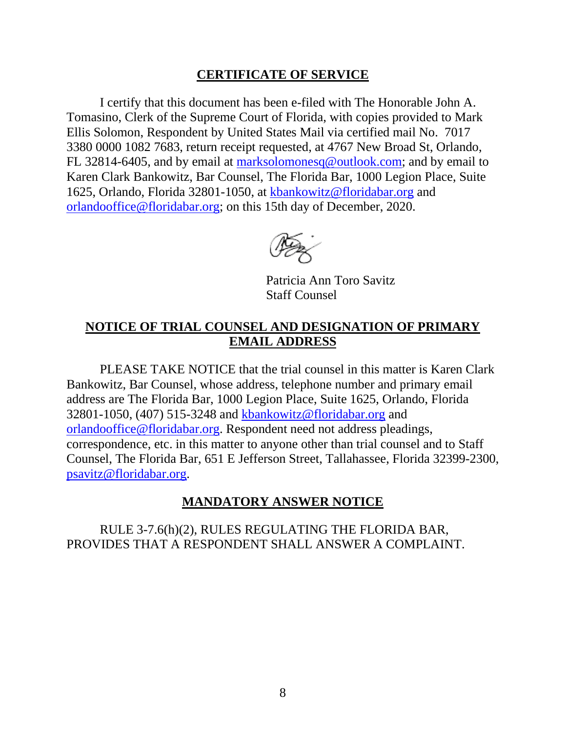## CERTIFICATE OF SERVICE

I certify that this document has been e-filed with The Honorable John A. Tomasino, Clerk of the Supreme Court of Florida, with copies provided to Mark Ellis Solomon, Respondent by United States Mail via certified mail No. 7017 3380 0000 1082 7683, return receipt requested, at 4767 New Broad St, Orlando, FL 32814-6405, and by email at marksolomonesq@outlook.com; and by email to Karen Clark Bankowitz, Bar Counsel, The Florida Bar, 1000 Legion Place, Suite 1625, Orlando, Florida 32801-1050, at kbankowitz@floridabar.org and orlandooffice@floridabar.org; on this 15th day of December, 2020.

Patricia Ann Toro Savitz
Staff Counsel

## NOTICE OF TRIAL COUNSEL AND DESIGNATION OF PRIMARY EMAIL ADDRESS

PLEASE TAKE NOTICE that the trial counsel in this matter is Karen Clark Bankowitz, Bar Counsel, whose address, telephone number and primary email address are The Florida Bar, 1000 Legion Place, Suite 1625, Orlando, Florida 32801-1050, (407) 515-3248 and kbankowitz@floridabar.org and orlandooffice@floridabar.org. Respondent need not address pleadings, correspondence, etc. in this matter to anyone other than trial counsel and to Staff Counsel, The Florida Bar, 651 E Jefferson Street, Tallahassee, Florida 32399-2300, psavitz@floridabar.org.

## MANDATORY ANSWER NOTICE

RULE 3-7.6(h)(2), RULES REGULATING THE FLORIDA BAR, PROVIDES THAT A RESPONDENT SHALL ANSWER A COMPLAINT.